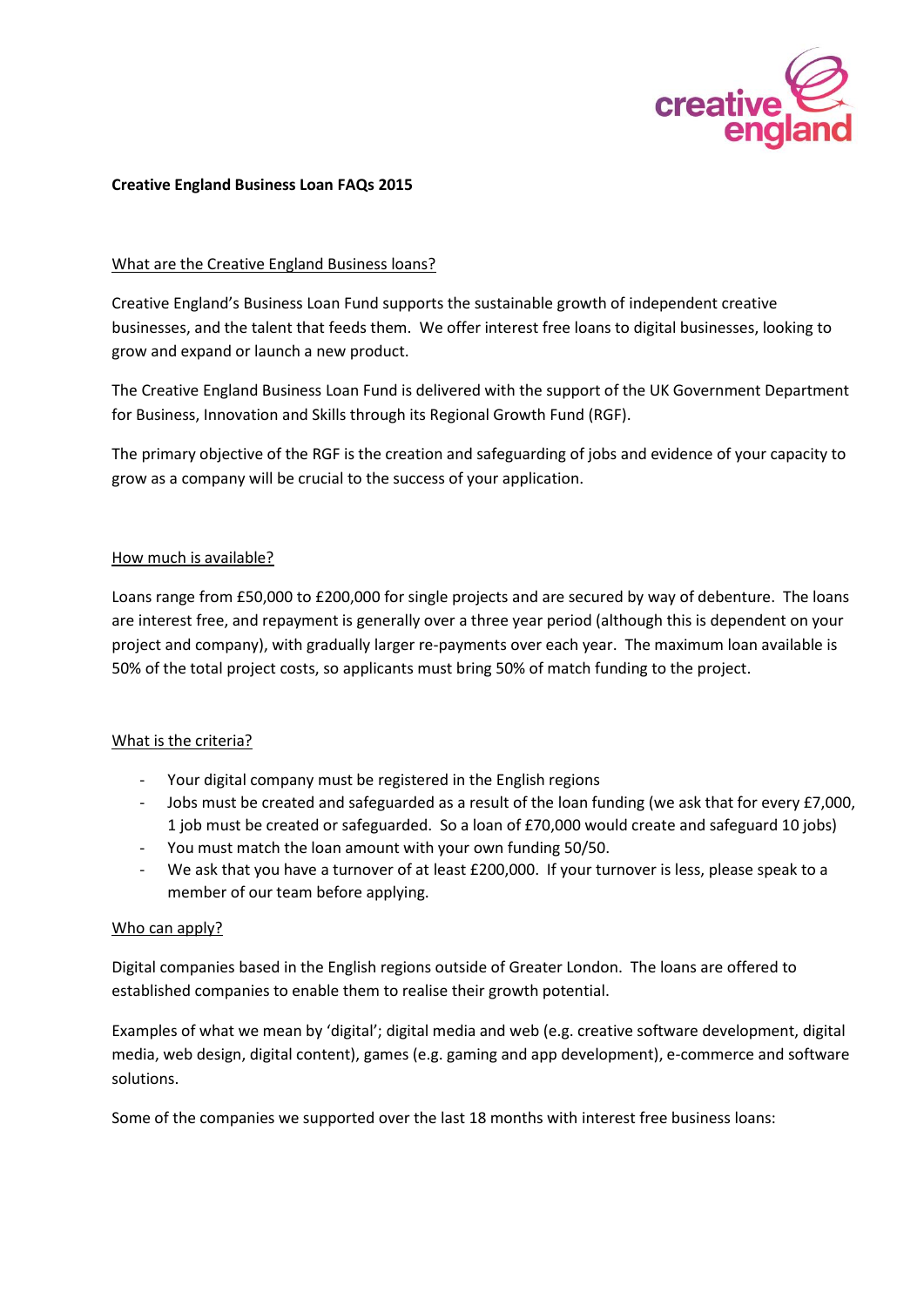# Creative England Business Loan FAQs 2015

## What are the Creative England Business loans?

Creative England's Business Loan Fund supports the sustainable growth of independent creative businesses, and the talent that feeds them. We offer interest free loans to digital businesses, looking to grow and expand or launch a new product.

The Creative England Business Loan Fund is delivered with the support of the UK Government Department for Business, Innovation and Skills through its Regional Growth Fund (RGF).

The primary objective of the RGF is the creation and safeguarding of jobs and evidence of your capacity to grow as a company will be crucial to the success of your application.

## How much is available?

Loans range from £50,000 to £200,000 for single projects and are secured by way of debenture. The loans are interest free, and repayment is generally over a three year period (although this is dependent on your project and company), with gradually larger re-payments over each year. The maximum loan available is 50% of the total project costs, so applicants must bring 50% of match funding to the project.

## What is the criteria?

- Your digital company must be registered in the English regions
- Jobs must be created and safeguarded as a result of the loan funding (we ask that for every £7,000, 1 job must be created or safeguarded. So a loan of £70,000 would create and safeguard 10 jobs)
- You must match the loan amount with your own funding 50/50.
- We ask that you have a turnover of at least £200,000. If your turnover is less, please speak to a member of our team before applying.

## Who can apply?

Digital companies based in the English regions outside of Greater London. The loans are offered to established companies to enable them to realise their growth potential.

Examples of what we mean by 'digital'; digital media and web (e.g. creative software development, digital media, web design, digital content), games (e.g. gaming and app development), e-commerce and software solutions.

Some of the companies we supported over the last 18 months with interest free business loans: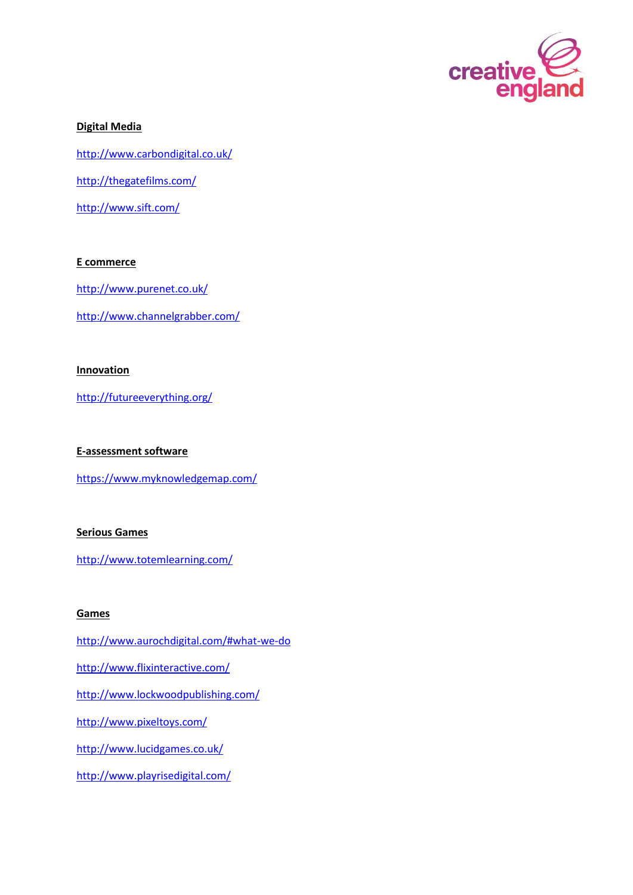**Digital Media**

http://www.carbondigital.co.uk/

http://thegatefilms.com/

http://www.sift.com/

**E commerce**

http://www.purenet.co.uk/

http://www.channelgrabber.com/

**Innovation**

http://futureeverything.org/

**E-assessment software**

https://www.myknowledgemap.com/

**Serious Games**

http://www.totemlearning.com/

**Games**

http://www.aurochdigital.com/#what-we-do

http://www.flixinteractive.com/

http://www.lockwoodpublishing.com/

http://www.pixeltoys.com/

http://www.lucidgames.co.uk/

http://www.playrisedigital.com/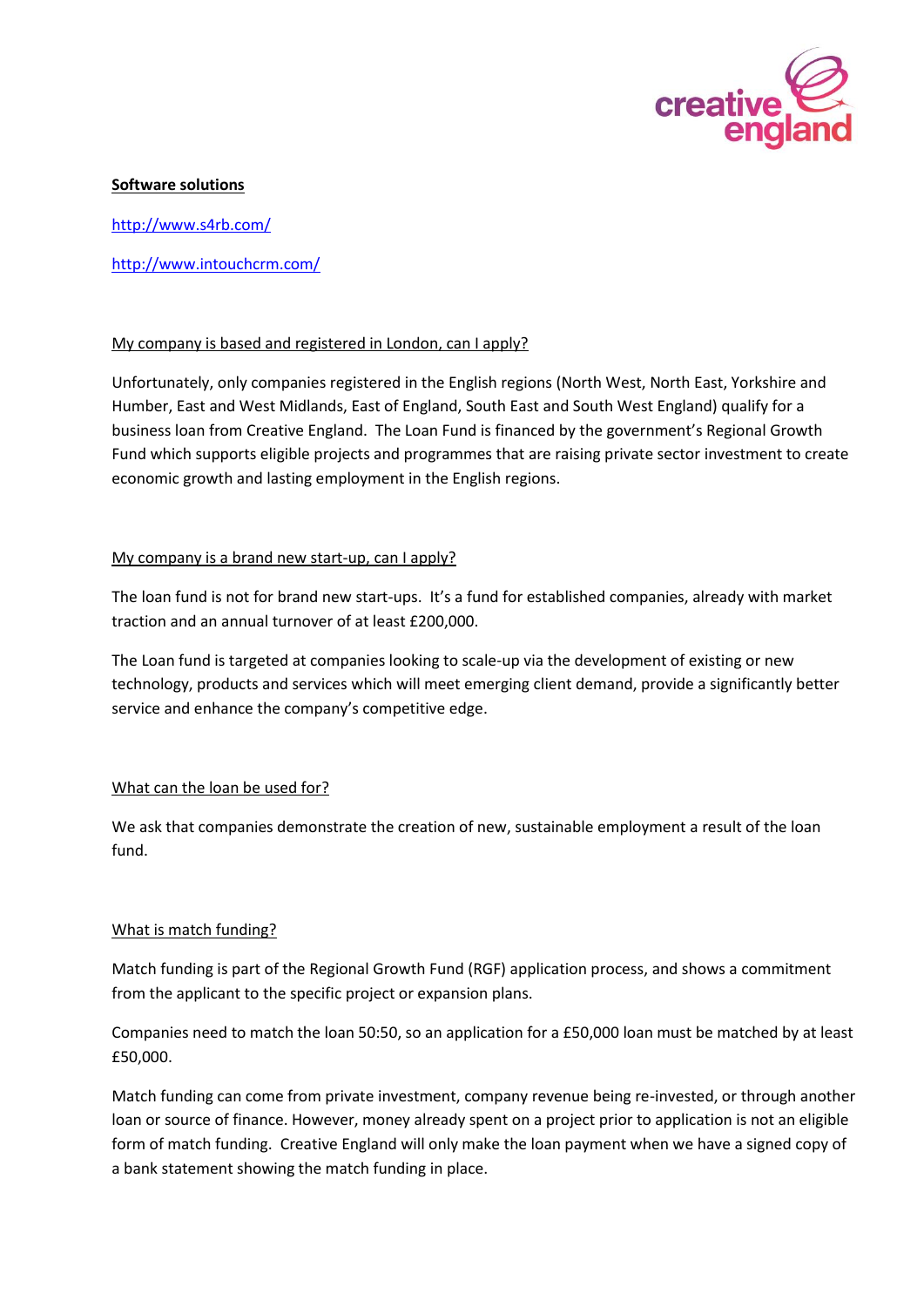**Software solutions**

http://www.s4rb.com/

http://www.intouchcrm.com/

My company is based and registered in London, can I apply?

Unfortunately, only companies registered in the English regions (North West, North East, Yorkshire and Humber, East and West Midlands, East of England, South East and South West England) qualify for a business loan from Creative England. The Loan Fund is financed by the government's Regional Growth Fund which supports eligible projects and programmes that are raising private sector investment to create economic growth and lasting employment in the English regions.

My company is a brand new start-up, can I apply?

The loan fund is not for brand new start-ups. It's a fund for established companies, already with market traction and an annual turnover of at least £200,000.

The Loan fund is targeted at companies looking to scale-up via the development of existing or new technology, products and services which will meet emerging client demand, provide a significantly better service and enhance the company's competitive edge.

What can the loan be used for?

We ask that companies demonstrate the creation of new, sustainable employment a result of the loan fund.

What is match funding?

Match funding is part of the Regional Growth Fund (RGF) application process, and shows a commitment from the applicant to the specific project or expansion plans.

Companies need to match the loan 50:50, so an application for a £50,000 loan must be matched by at least £50,000.

Match funding can come from private investment, company revenue being re-invested, or through another loan or source of finance. However, money already spent on a project prior to application is not an eligible form of match funding. Creative England will only make the loan payment when we have a signed copy of a bank statement showing the match funding in place.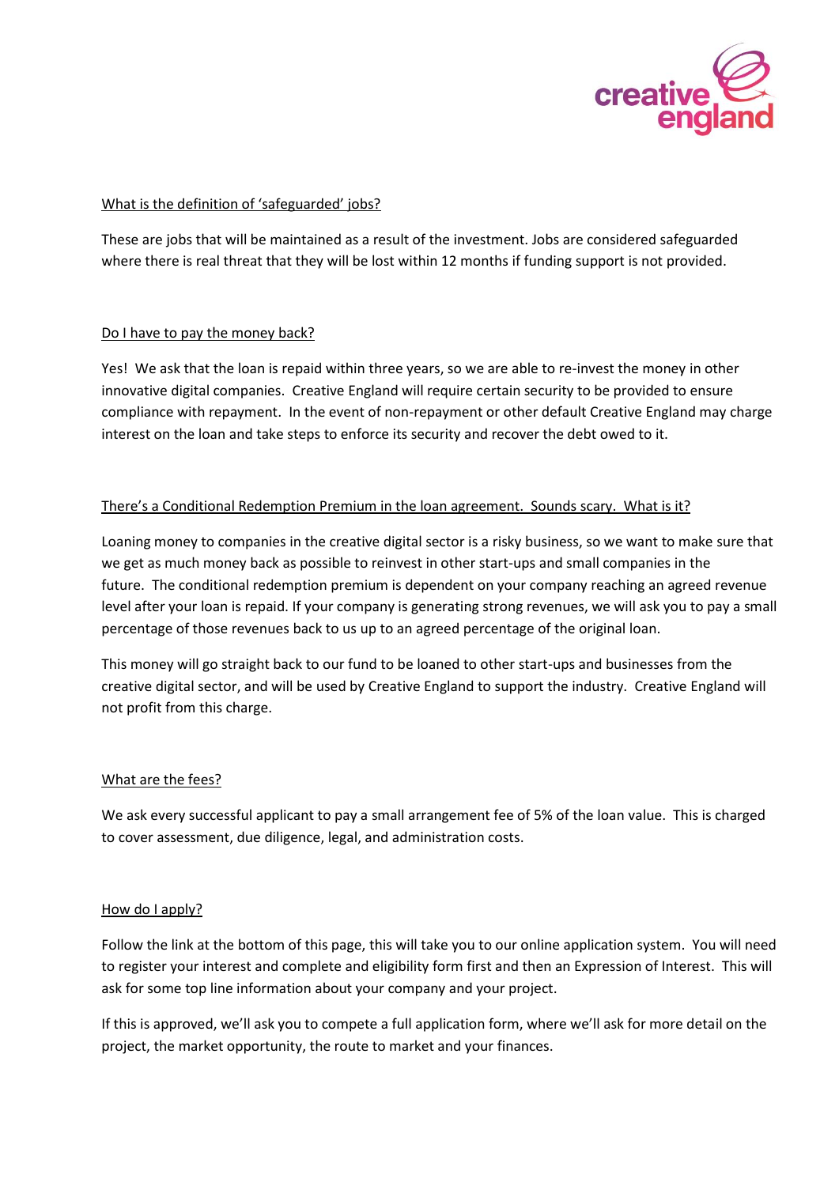## What is the definition of 'safeguarded' jobs?

These are jobs that will be maintained as a result of the investment. Jobs are considered safeguarded where there is real threat that they will be lost within 12 months if funding support is not provided.

## Do I have to pay the money back?

Yes! We ask that the loan is repaid within three years, so we are able to re-invest the money in other innovative digital companies. Creative England will require certain security to be provided to ensure compliance with repayment. In the event of non-repayment or other default Creative England may charge interest on the loan and take steps to enforce its security and recover the debt owed to it.

## There's a Conditional Redemption Premium in the loan agreement. Sounds scary. What is it?

Loaning money to companies in the creative digital sector is a risky business, so we want to make sure that we get as much money back as possible to reinvest in other start-ups and small companies in the future. The conditional redemption premium is dependent on your company reaching an agreed revenue level after your loan is repaid. If your company is generating strong revenues, we will ask you to pay a small percentage of those revenues back to us up to an agreed percentage of the original loan.

This money will go straight back to our fund to be loaned to other start-ups and businesses from the creative digital sector, and will be used by Creative England to support the industry. Creative England will not profit from this charge.

## What are the fees?

We ask every successful applicant to pay a small arrangement fee of 5% of the loan value. This is charged to cover assessment, due diligence, legal, and administration costs.

## How do I apply?

Follow the link at the bottom of this page, this will take you to our online application system. You will need to register your interest and complete and eligibility form first and then an Expression of Interest. This will ask for some top line information about your company and your project.

If this is approved, we'll ask you to compete a full application form, where we'll ask for more detail on the project, the market opportunity, the route to market and your finances.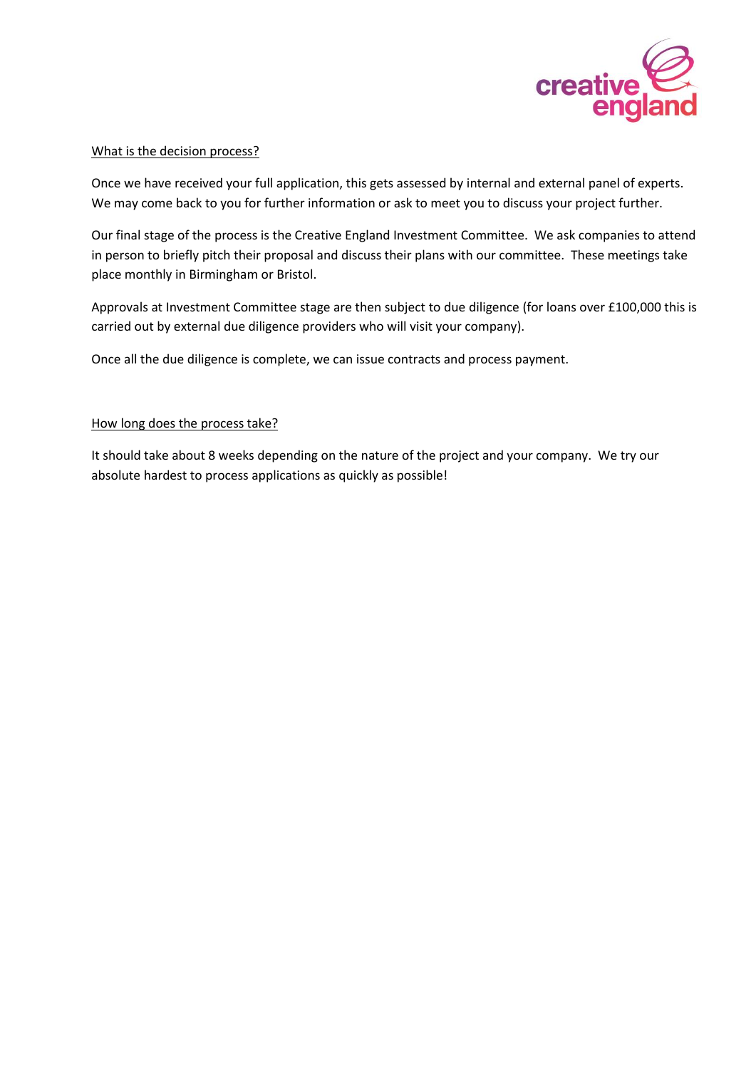What is the decision process?

Once we have received your full application, this gets assessed by internal and external panel of experts. We may come back to you for further information or ask to meet you to discuss your project further.

Our final stage of the process is the Creative England Investment Committee. We ask companies to attend in person to briefly pitch their proposal and discuss their plans with our committee. These meetings take place monthly in Birmingham or Bristol.

Approvals at Investment Committee stage are then subject to due diligence (for loans over £100,000 this is carried out by external due diligence providers who will visit your company).

Once all the due diligence is complete, we can issue contracts and process payment.

How long does the process take?

It should take about 8 weeks depending on the nature of the project and your company. We try our absolute hardest to process applications as quickly as possible!